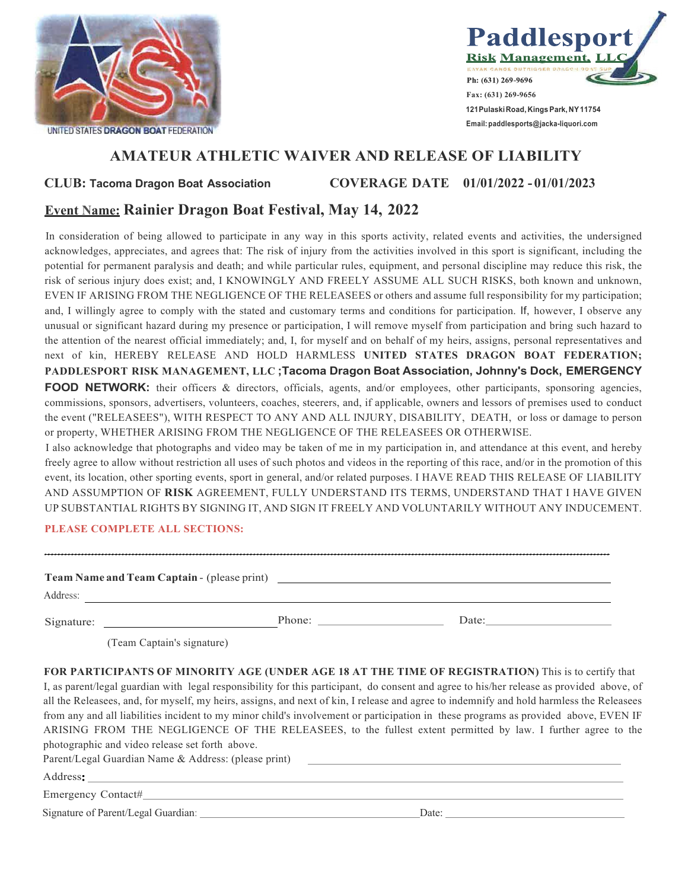UNITED STATES **DRAGON BOAT** FEDERATION

**Paddlesport**
**Risk Management, LLC**
KAYAK CANOE OUTRIGGER DRAGON BOAT SUP
Ph: (631) 269-9696
Fax: (631) 269-9656
121 Pulaski Road, Kings Park, NY 11754
Email: paddlesports@jacka-liquori.com

# AMATEUR ATHLETIC WAIVER AND RELEASE OF LIABILITY

**CLUB: Tacoma Dragon Boat Association** **COVERAGE DATE 01/01/2022 - 01/01/2023**

## Event Name: Rainier Dragon Boat Festival, May 14, 2022

In consideration of being allowed to participate in any way in this sports activity, related events and activities, the undersigned acknowledges, appreciates, and agrees that: The risk of injury from the activities involved in this sport is significant, including the potential for permanent paralysis and death; and while particular rules, equipment, and personal discipline may reduce this risk, the risk of serious injury does exist; and, I KNOWINGLY AND FREELY ASSUME ALL SUCH RISKS, both known and unknown, EVEN IF ARISING FROM THE NEGLIGENCE OF THE RELEASEES or others and assume full responsibility for my participation; and, I willingly agree to comply with the stated and customary terms and conditions for participation. If, however, I observe any unusual or significant hazard during my presence or participation, I will remove myself from participation and bring such hazard to the attention of the nearest official immediately; and, I, for myself and on behalf of my heirs, assigns, personal representatives and next of kin, HEREBY RELEASE AND HOLD HARMLESS **UNITED STATES DRAGON BOAT FEDERATION; PADDLESPORT RISK MANAGEMENT, LLC ;Tacoma Dragon Boat Association, Johnny's Dock, EMERGENCY FOOD NETWORK:** their officers & directors, officials, agents, and/or employees, other participants, sponsoring agencies, commissions, sponsors, advertisers, volunteers, coaches, steerers, and, if applicable, owners and lessors of premises used to conduct the event ("RELEASEES"), WITH RESPECT TO ANY AND ALL INJURY, DISABILITY, DEATH, or loss or damage to person or property, WHETHER ARISING FROM THE NEGLIGENCE OF THE RELEASEES OR OTHERWISE.

I also acknowledge that photographs and video may be taken of me in my participation in, and attendance at this event, and hereby freely agree to allow without restriction all uses of such photos and videos in the reporting of this race, and/or in the promotion of this event, its location, other sporting events, sport in general, and/or related purposes. I HAVE READ THIS RELEASE OF LIABILITY AND ASSUMPTION OF **RISK** AGREEMENT, FULLY UNDERSTAND ITS TERMS, UNDERSTAND THAT I HAVE GIVEN UP SUBSTANTIAL RIGHTS BY SIGNING IT, AND SIGN IT FREELY AND VOLUNTARILY WITHOUT ANY INDUCEMENT.

**PLEASE COMPLETE ALL SECTIONS:**

---

**Team Name and Team Captain** - (please print) ______________________________

Address: ______________________________

Signature: ______________________ Phone: ______________________ Date: ______________________

(Team Captain's signature)

**FOR PARTICIPANTS OF MINORITY AGE (UNDER AGE 18 AT THE TIME OF REGISTRATION)** This is to certify that I, as parent/legal guardian with legal responsibility for this participant, do consent and agree to his/her release as provided above, of all the Releasees, and, for myself, my heirs, assigns, and next of kin, I release and agree to indemnify and hold harmless the Releasees from any and all liabilities incident to my minor child's involvement or participation in these programs as provided above, EVEN IF ARISING FROM THE NEGLIGENCE OF THE RELEASEES, to the fullest extent permitted by law. I further agree to the photographic and video release set forth above.

Parent/Legal Guardian Name & Address: (please print) ______________________________

Address: ______________________________

Emergency Contact# ______________________________

Signature of Parent/Legal Guardian: ______________________________ Date: ______________________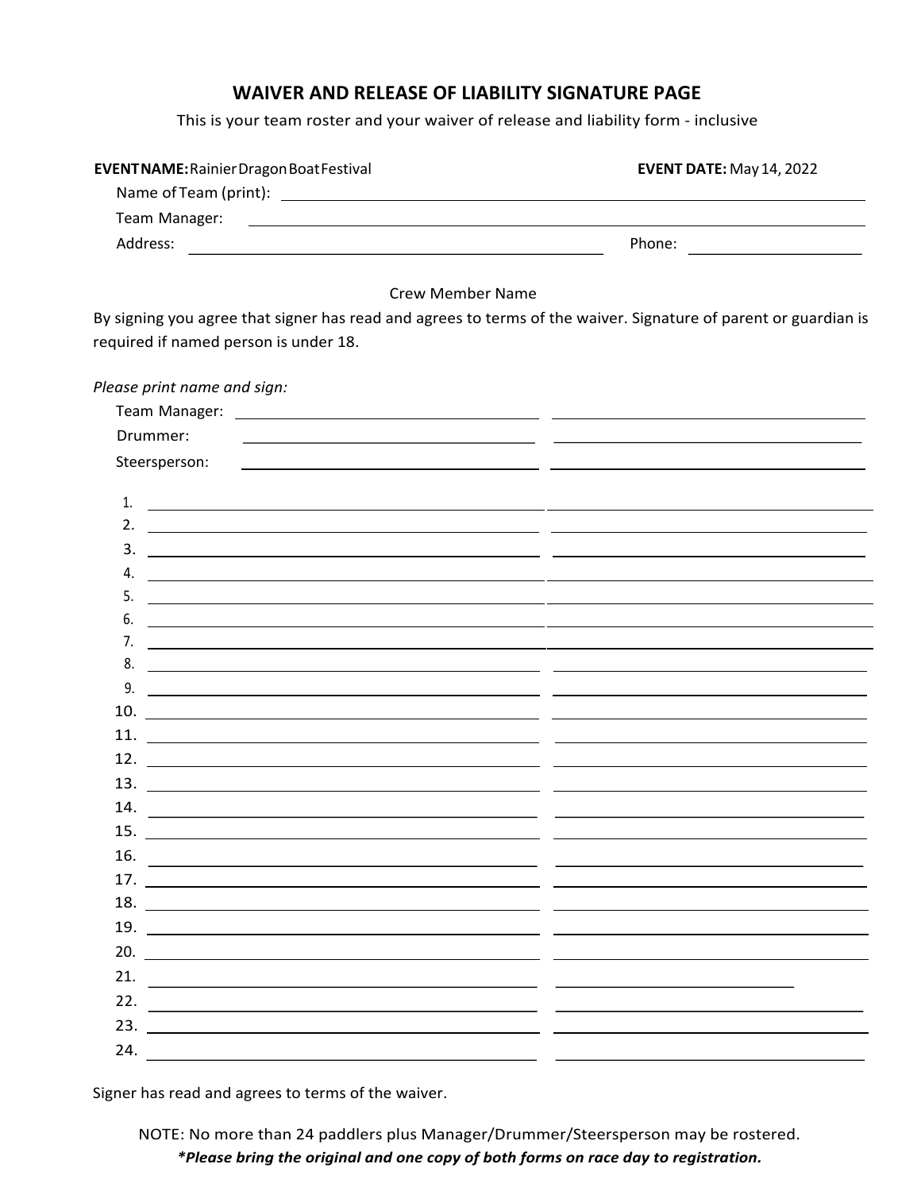# WAIVER AND RELEASE OF LIABILITY SIGNATURE PAGE

This is your team roster and your waiver of release and liability form - inclusive

**EVENT NAME:** Rainier Dragon Boat Festival **EVENT DATE:** May 14, 2022

Name of Team (print): ______________________________

Team Manager: ______________________________

Address: ______________________________ Phone: ______________

Crew Member Name

By signing you agree that signer has read and agrees to terms of the waiver. Signature of parent or guardian is required if named person is under 18.

*Please print name and sign:*

| | | |
|---|---|---|
| Team Manager: | | |
| Drummer: | | |
| Steersperson: | | |
| 1. | | |
| 2. | | |
| 3. | | |
| 4. | | |
| 5. | | |
| 6. | | |
| 7. | | |
| 8. | | |
| 9. | | |
| 10. | | |
| 11. | | |
| 12. | | |
| 13. | | |
| 14. | | |
| 15. | | |
| 16. | | |
| 17. | | |
| 18. | | |
| 19. | | |
| 20. | | |
| 21. | | |
| 22. | | |
| 23. | | |
| 24. | | |

Signer has read and agrees to terms of the waiver.

NOTE: No more than 24 paddlers plus Manager/Drummer/Steersperson may be rostered.

***Please bring the original and one copy of both forms on race day to registration.***